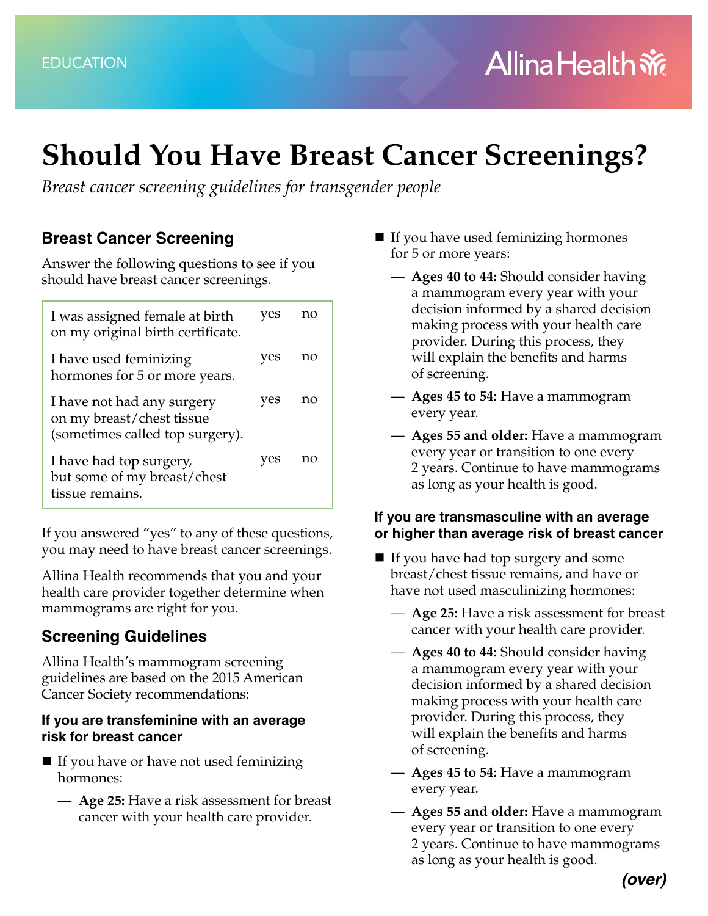EDUCATION

Allina Health

# Should You Have Breast Cancer Screenings?

*Breast cancer screening guidelines for transgender people*

## Breast Cancer Screening

Answer the following questions to see if you should have breast cancer screenings.

| | | |
|---|---|---|
| I was assigned female at birth on my original birth certificate. | yes | no |
| I have used feminizing hormones for 5 or more years. | yes | no |
| I have not had any surgery on my breast/chest tissue (sometimes called top surgery). | yes | no |
| I have had top surgery, but some of my breast/chest tissue remains. | yes | no |

If you answered "yes" to any of these questions, you may need to have breast cancer screenings.

Allina Health recommends that you and your health care provider together determine when mammograms are right for you.

## Screening Guidelines

Allina Health's mammogram screening guidelines are based on the 2015 American Cancer Society recommendations:

### If you are transfeminine with an average risk for breast cancer

- If you have or have not used feminizing hormones:
  - **Age 25:** Have a risk assessment for breast cancer with your health care provider.
- If you have used feminizing hormones for 5 or more years:
  - **Ages 40 to 44:** Should consider having a mammogram every year with your decision informed by a shared decision making process with your health care provider. During this process, they will explain the benefits and harms of screening.
  - **Ages 45 to 54:** Have a mammogram every year.
  - **Ages 55 and older:** Have a mammogram every year or transition to one every 2 years. Continue to have mammograms as long as your health is good.

### If you are transmasculine with an average or higher than average risk of breast cancer

- If you have had top surgery and some breast/chest tissue remains, and have or have not used masculinizing hormones:
  - **Age 25:** Have a risk assessment for breast cancer with your health care provider.
  - **Ages 40 to 44:** Should consider having a mammogram every year with your decision informed by a shared decision making process with your health care provider. During this process, they will explain the benefits and harms of screening.
  - **Ages 45 to 54:** Have a mammogram every year.
  - **Ages 55 and older:** Have a mammogram every year or transition to one every 2 years. Continue to have mammograms as long as your health is good.

***(over)***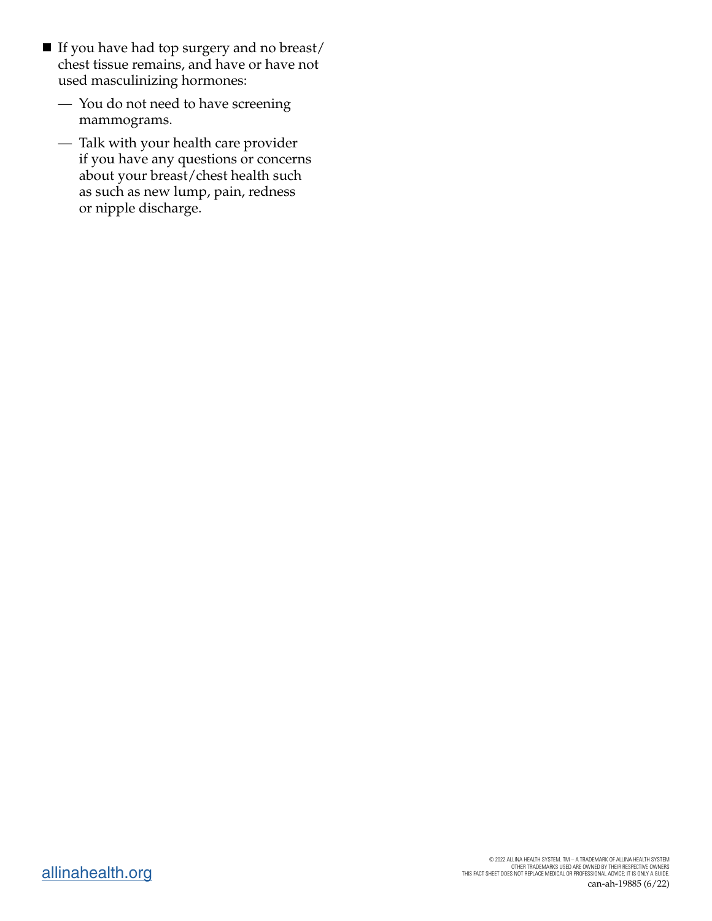- If you have had top surgery and no breast/chest tissue remains, and have or have not used masculinizing hormones:
  - You do not need to have screening mammograms.
  - Talk with your health care provider if you have any questions or concerns about your breast/chest health such as such as new lump, pain, redness or nipple discharge.

allinahealth.org

© 2022 ALLINA HEALTH SYSTEM. TM – A TRADEMARK OF ALLINA HEALTH SYSTEM
OTHER TRADEMARKS USED ARE OWNED BY THEIR RESPECTIVE OWNERS
THIS FACT SHEET DOES NOT REPLACE MEDICAL OR PROFESSIONAL ADVICE; IT IS ONLY A GUIDE.
can-ah-19885 (6/22)